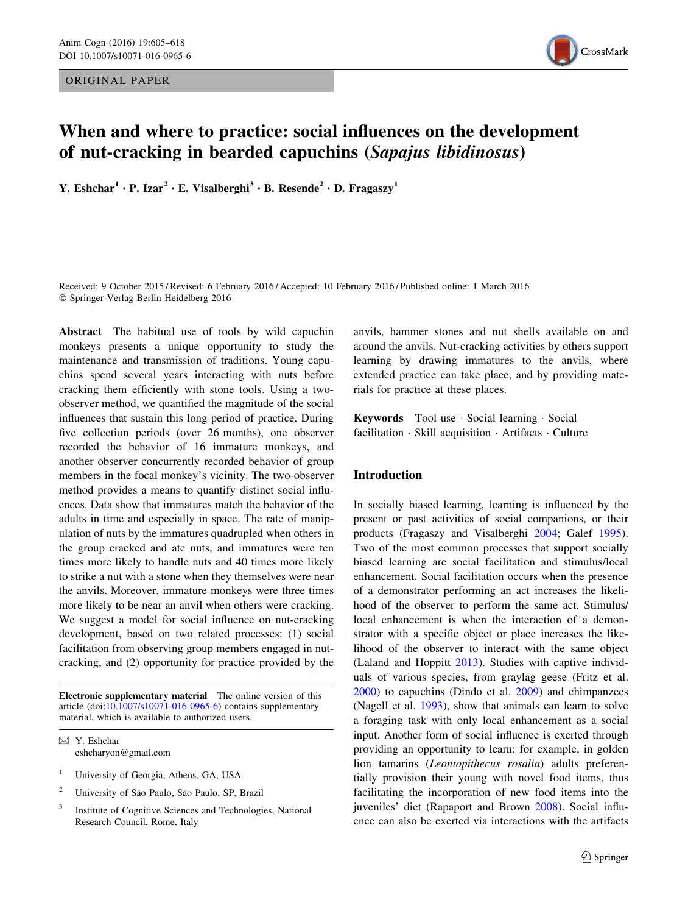ORIGINAL PAPER

# When and where to practice: social influences on the development of nut-cracking in bearded capuchins (*Sapajus libidinosus*)

Y. Eschar[1] · P. Izar[2] · E. Visalberghi[3] · B. Resende[2] · D. Fragaszy[1]

Received: 9 October 2015 / Revised: 6 February 2016 / Accepted: 10 February 2016 / Published online: 1 March 2016
© Springer-Verlag Berlin Heidelberg 2016

**Abstract** The habitual use of tools by wild capuchin monkeys presents a unique opportunity to study the maintenance and transmission of traditions. Young capuchins spend several years interacting with nuts before cracking them efficiently with stone tools. Using a two-observer method, we quantified the magnitude of the social influences that sustain this long period of practice. During five collection periods (over 26 months), one observer recorded the behavior of 16 immature monkeys, and another observer concurrently recorded behavior of group members in the focal monkey's vicinity. The two-observer method provides a means to quantify distinct social influences. Data show that immatures match the behavior of the adults in time and especially in space. The rate of manipulation of nuts by the immatures quadrupled when others in the group cracked and ate nuts, and immatures were ten times more likely to handle nuts and 40 times more likely to strike a nut with a stone when they themselves were near the anvils. Moreover, immature monkeys were three times more likely to be near an anvil when others were cracking. We suggest a model for social influence on nut-cracking development, based on two related processes: (1) social facilitation from observing group members engaged in nut-cracking, and (2) opportunity for practice provided by the anvils, hammer stones and nut shells available on and around the anvils. Nut-cracking activities by others support learning by drawing immatures to the anvils, where extended practice can take place, and by providing materials for practice at these places.

**Keywords** Tool use · Social learning · Social facilitation · Skill acquisition · Artifacts · Culture

**Electronic supplementary material** The online version of this article (doi:10.1007/s10071-016-0965-6) contains supplementary material, which is available to authorized users.

✉ Y. Eshchar
eshcharyon@gmail.com

[1] University of Georgia, Athens, GA, USA

[2] University of São Paulo, São Paulo, SP, Brazil

[3] Institute of Cognitive Sciences and Technologies, National Research Council, Rome, Italy

## Introduction

In socially biased learning, learning is influenced by the present or past activities of social companions, or their products (Fragaszy and Visalberghi 2004; Galef 1995). Two of the most common processes that support socially biased learning are social facilitation and stimulus/local enhancement. Social facilitation occurs when the presence of a demonstrator performing an act increases the likelihood of the observer to perform the same act. Stimulus/local enhancement is when the interaction of a demonstrator with a specific object or place increases the likelihood of the observer to interact with the same object (Laland and Hoppitt 2013). Studies with captive individuals of various species, from graylag geese (Fritz et al. 2000) to capuchins (Dindo et al. 2009) and chimpanzees (Nagell et al. 1993), show that animals can learn to solve a foraging task with only local enhancement as a social input. Another form of social influence is exerted through providing an opportunity to learn: for example, in golden lion tamarins (*Leontopithecus rosalia*) adults preferentially provision their young with novel food items, thus facilitating the incorporation of new food items into the juveniles' diet (Rapaport and Brown 2008). Social influence can also be exerted via interactions with the artifacts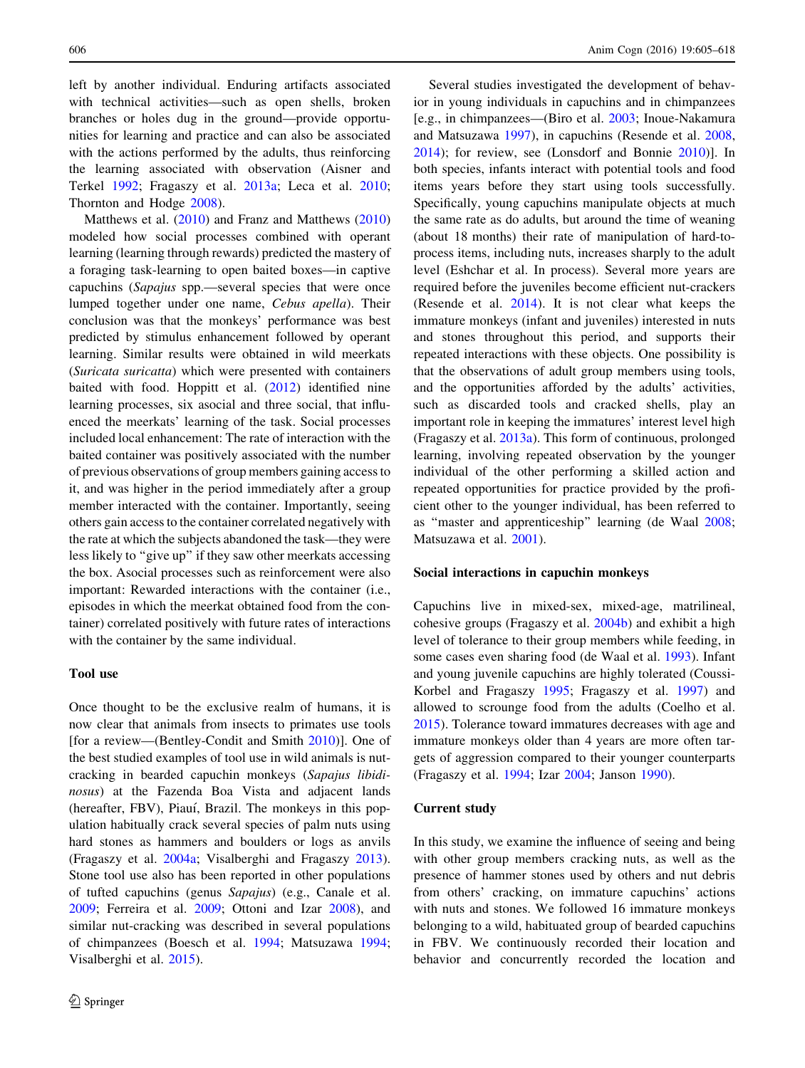left by another individual. Enduring artifacts associated with technical activities—such as open shells, broken branches or holes dug in the ground—provide opportunities for learning and practice and can also be associated with the actions performed by the adults, thus reinforcing the learning associated with observation (Aisner and Terkel 1992; Fragaszy et al. 2013a; Leca et al. 2010; Thornton and Hodge 2008).

Matthews et al. (2010) and Franz and Matthews (2010) modeled how social processes combined with operant learning (learning through rewards) predicted the mastery of a foraging task-learning to open baited boxes—in captive capuchins (*Sapajus* spp.—several species that were once lumped together under one name, *Cebus apella*). Their conclusion was that the monkeys' performance was best predicted by stimulus enhancement followed by operant learning. Similar results were obtained in wild meerkats (*Suricata suricatta*) which were presented with containers baited with food. Hoppitt et al. (2012) identified nine learning processes, six asocial and three social, that influenced the meerkats' learning of the task. Social processes included local enhancement: The rate of interaction with the baited container was positively associated with the number of previous observations of group members gaining access to it, and was higher in the period immediately after a group member interacted with the container. Importantly, seeing others gain access to the container correlated negatively with the rate at which the subjects abandoned the task—they were less likely to "give up" if they saw other meerkats accessing the box. Asocial processes such as reinforcement were also important: Rewarded interactions with the container (i.e., episodes in which the meerkat obtained food from the container) correlated positively with future rates of interactions with the container by the same individual.

### Tool use

Once thought to be the exclusive realm of humans, it is now clear that animals from insects to primates use tools [for a review—(Bentley-Condit and Smith 2010)]. One of the best studied examples of tool use in wild animals is nut-cracking in bearded capuchin monkeys (*Sapajus libidinosus*) at the Fazenda Boa Vista and adjacent lands (hereafter, FBV), Piauí, Brazil. The monkeys in this population habitually crack several species of palm nuts using hard stones as hammers and boulders or logs as anvils (Fragaszy et al. 2004a; Visalberghi and Fragaszy 2013). Stone tool use also has been reported in other populations of tufted capuchins (genus *Sapajus*) (e.g., Canale et al. 2009; Ferreira et al. 2009; Ottoni and Izar 2008), and similar nut-cracking was described in several populations of chimpanzees (Boesch et al. 1994; Matsuzawa 1994; Visalberghi et al. 2015).

Several studies investigated the development of behavior in young individuals in capuchins and in chimpanzees [e.g., in chimpanzees—(Biro et al. 2003; Inoue-Nakamura and Matsuzawa 1997), in capuchins (Resende et al. 2008, 2014); for review, see (Lonsdorf and Bonnie 2010)]. In both species, infants interact with potential tools and food items years before they start using tools successfully. Specifically, young capuchins manipulate objects at much the same rate as do adults, but around the time of weaning (about 18 months) their rate of manipulation of hard-to-process items, including nuts, increases sharply to the adult level (Eshchar et al. In process). Several more years are required before the juveniles become efficient nut-crackers (Resende et al. 2014). It is not clear what keeps the immature monkeys (infant and juveniles) interested in nuts and stones throughout this period, and supports their repeated interactions with these objects. One possibility is that the observations of adult group members using tools, and the opportunities afforded by the adults' activities, such as discarded tools and cracked shells, play an important role in keeping the immatures' interest level high (Fragaszy et al. 2013a). This form of continuous, prolonged learning, involving repeated observation by the younger individual of the other performing a skilled action and repeated opportunities for practice provided by the proficient other to the younger individual, has been referred to as "master and apprenticeship" learning (de Waal 2008; Matsuzawa et al. 2001).

### Social interactions in capuchin monkeys

Capuchins live in mixed-sex, mixed-age, matrilineal, cohesive groups (Fragaszy et al. 2004b) and exhibit a high level of tolerance to their group members while feeding, in some cases even sharing food (de Waal et al. 1993). Infant and young juvenile capuchins are highly tolerated (Coussi-Korbel and Fragaszy 1995; Fragaszy et al. 1997) and allowed to scrounge food from the adults (Coelho et al. 2015). Tolerance toward immatures decreases with age and immature monkeys older than 4 years are more often targets of aggression compared to their younger counterparts (Fragaszy et al. 1994; Izar 2004; Janson 1990).

### Current study

In this study, we examine the influence of seeing and being with other group members cracking nuts, as well as the presence of hammer stones used by others and nut debris from others' cracking, on immature capuchins' actions with nuts and stones. We followed 16 immature monkeys belonging to a wild, habituated group of bearded capuchins in FBV. We continuously recorded their location and behavior and concurrently recorded the location and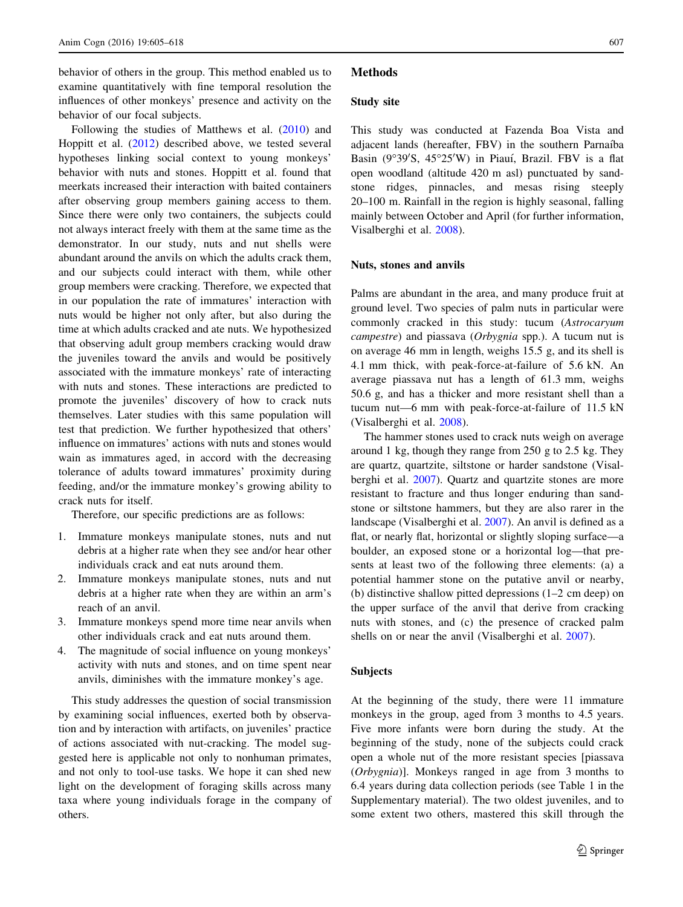behavior of others in the group. This method enabled us to examine quantitatively with fine temporal resolution the influences of other monkeys' presence and activity on the behavior of our focal subjects.

Following the studies of Matthews et al. (2010) and Hoppitt et al. (2012) described above, we tested several hypotheses linking social context to young monkeys' behavior with nuts and stones. Hoppitt et al. found that meerkats increased their interaction with baited containers after observing group members gaining access to them. Since there were only two containers, the subjects could not always interact freely with them at the same time as the demonstrator. In our study, nuts and nut shells were abundant around the anvils on which the adults crack them, and our subjects could interact with them, while other group members were cracking. Therefore, we expected that in our population the rate of immatures' interaction with nuts would be higher not only after, but also during the time at which adults cracked and ate nuts. We hypothesized that observing adult group members cracking would draw the juveniles toward the anvils and would be positively associated with the immature monkeys' rate of interacting with nuts and stones. These interactions are predicted to promote the juveniles' discovery of how to crack nuts themselves. Later studies with this same population will test that prediction. We further hypothesized that others' influence on immatures' actions with nuts and stones would wain as immatures aged, in accord with the decreasing tolerance of adults toward immatures' proximity during feeding, and/or the immature monkey's growing ability to crack nuts for itself.

Therefore, our specific predictions are as follows:

1. Immature monkeys manipulate stones, nuts and nut debris at a higher rate when they see and/or hear other individuals crack and eat nuts around them.
2. Immature monkeys manipulate stones, nuts and nut debris at a higher rate when they are within an arm's reach of an anvil.
3. Immature monkeys spend more time near anvils when other individuals crack and eat nuts around them.
4. The magnitude of social influence on young monkeys' activity with nuts and stones, and on time spent near anvils, diminishes with the immature monkey's age.

This study addresses the question of social transmission by examining social influences, exerted both by observation and by interaction with artifacts, on juveniles' practice of actions associated with nut-cracking. The model suggested here is applicable not only to nonhuman primates, and not only to tool-use tasks. We hope it can shed new light on the development of foraging skills across many taxa where young individuals forage in the company of others.

## Methods

### Study site

This study was conducted at Fazenda Boa Vista and adjacent lands (hereafter, FBV) in the southern Parnaíba Basin (9°39′S, 45°25′W) in Piauí, Brazil. FBV is a flat open woodland (altitude 420 m asl) punctuated by sandstone ridges, pinnacles, and mesas rising steeply 20–100 m. Rainfall in the region is highly seasonal, falling mainly between October and April (for further information, Visalberghi et al. 2008).

### Nuts, stones and anvils

Palms are abundant in the area, and many produce fruit at ground level. Two species of palm nuts in particular were commonly cracked in this study: tucum (*Astrocaryum campestre*) and piassava (*Orbygnia* spp.). A tucum nut is on average 46 mm in length, weighs 15.5 g, and its shell is 4.1 mm thick, with peak-force-at-failure of 5.6 kN. An average piassava nut has a length of 61.3 mm, weighs 50.6 g, and has a thicker and more resistant shell than a tucum nut—6 mm with peak-force-at-failure of 11.5 kN (Visalberghi et al. 2008).

The hammer stones used to crack nuts weigh on average around 1 kg, though they range from 250 g to 2.5 kg. They are quartz, quartzite, siltstone or harder sandstone (Visalberghi et al. 2007). Quartz and quartzite stones are more resistant to fracture and thus longer enduring than sandstone or siltstone hammers, but they are also rarer in the landscape (Visalberghi et al. 2007). An anvil is defined as a flat, or nearly flat, horizontal or slightly sloping surface—a boulder, an exposed stone or a horizontal log—that presents at least two of the following three elements: (a) a potential hammer stone on the putative anvil or nearby, (b) distinctive shallow pitted depressions (1–2 cm deep) on the upper surface of the anvil that derive from cracking nuts with stones, and (c) the presence of cracked palm shells on or near the anvil (Visalberghi et al. 2007).

### Subjects

At the beginning of the study, there were 11 immature monkeys in the group, aged from 3 months to 4.5 years. Five more infants were born during the study. At the beginning of the study, none of the subjects could crack open a whole nut of the more resistant species [piassava (*Orbygnia*)]. Monkeys ranged in age from 3 months to 6.4 years during data collection periods (see Table 1 in the Supplementary material). The two oldest juveniles, and to some extent two others, mastered this skill through the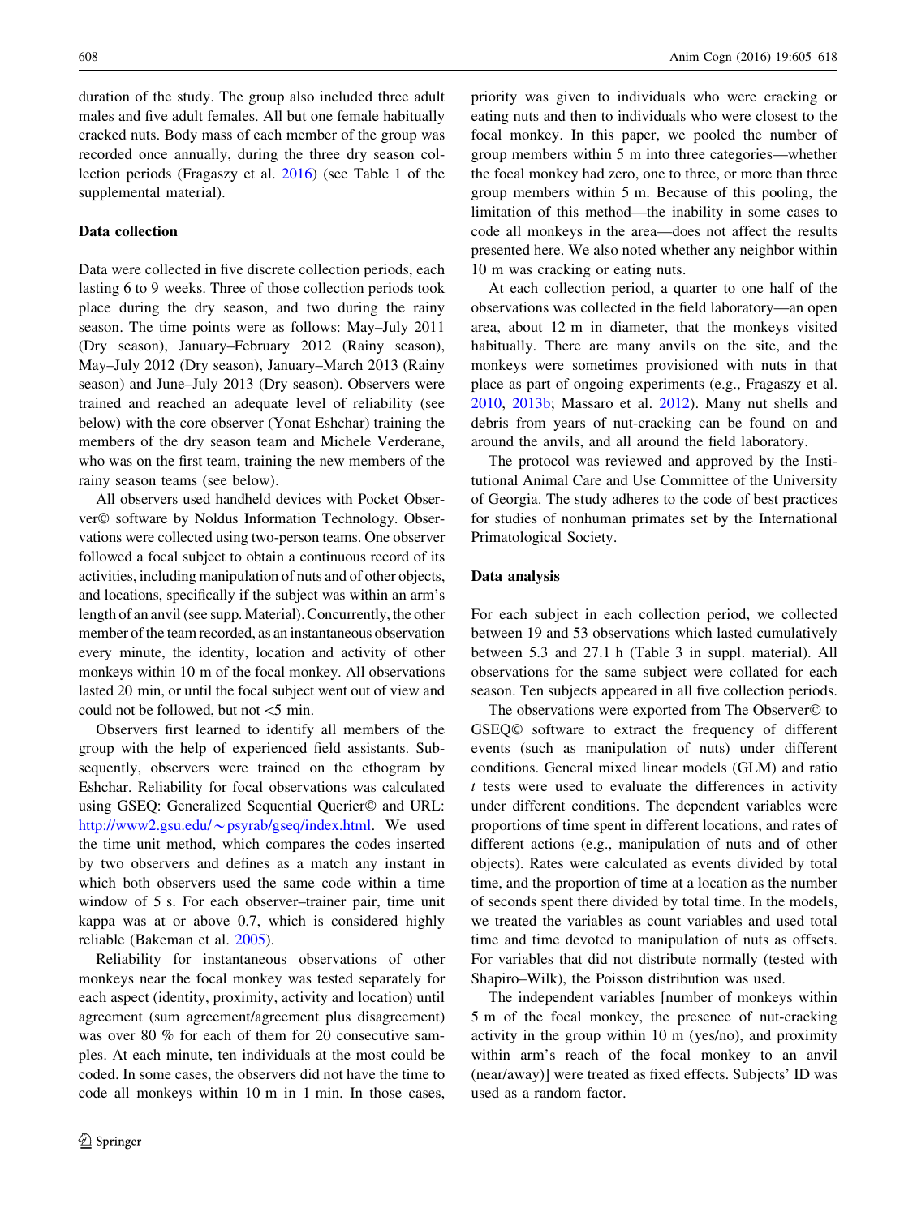duration of the study. The group also included three adult males and five adult females. All but one female habitually cracked nuts. Body mass of each member of the group was recorded once annually, during the three dry season collection periods (Fragaszy et al. 2016) (see Table 1 of the supplemental material).

### Data collection

Data were collected in five discrete collection periods, each lasting 6 to 9 weeks. Three of those collection periods took place during the dry season, and two during the rainy season. The time points were as follows: May–July 2011 (Dry season), January–February 2012 (Rainy season), May–July 2012 (Dry season), January–March 2013 (Rainy season) and June–July 2013 (Dry season). Observers were trained and reached an adequate level of reliability (see below) with the core observer (Yonat Eshchar) training the members of the dry season team and Michele Verderane, who was on the first team, training the new members of the rainy season teams (see below).

All observers used handheld devices with Pocket Observer© software by Noldus Information Technology. Observations were collected using two-person teams. One observer followed a focal subject to obtain a continuous record of its activities, including manipulation of nuts and of other objects, and locations, specifically if the subject was within an arm's length of an anvil (see supp. Material). Concurrently, the other member of the team recorded, as an instantaneous observation every minute, the identity, location and activity of other monkeys within 10 m of the focal monkey. All observations lasted 20 min, or until the focal subject went out of view and could not be followed, but not <5 min.

Observers first learned to identify all members of the group with the help of experienced field assistants. Subsequently, observers were trained on the ethogram by Eshchar. Reliability for focal observations was calculated using GSEQ: Generalized Sequential Querier© and URL: http://www2.gsu.edu/~psyrab/gseq/index.html. We used the time unit method, which compares the codes inserted by two observers and defines as a match any instant in which both observers used the same code within a time window of 5 s. For each observer–trainer pair, time unit kappa was at or above 0.7, which is considered highly reliable (Bakeman et al. 2005).

Reliability for instantaneous observations of other monkeys near the focal monkey was tested separately for each aspect (identity, proximity, activity and location) until agreement (sum agreement/agreement plus disagreement) was over 80 % for each of them for 20 consecutive samples. At each minute, ten individuals at the most could be coded. In some cases, the observers did not have the time to code all monkeys within 10 m in 1 min. In those cases, priority was given to individuals who were cracking or eating nuts and then to individuals who were closest to the focal monkey. In this paper, we pooled the number of group members within 5 m into three categories—whether the focal monkey had zero, one to three, or more than three group members within 5 m. Because of this pooling, the limitation of this method—the inability in some cases to code all monkeys in the area—does not affect the results presented here. We also noted whether any neighbor within 10 m was cracking or eating nuts.

At each collection period, a quarter to one half of the observations was collected in the field laboratory—an open area, about 12 m in diameter, that the monkeys visited habitually. There are many anvils on the site, and the monkeys were sometimes provisioned with nuts in that place as part of ongoing experiments (e.g., Fragaszy et al. 2010, 2013b; Massaro et al. 2012). Many nut shells and debris from years of nut-cracking can be found on and around the anvils, and all around the field laboratory.

The protocol was reviewed and approved by the Institutional Animal Care and Use Committee of the University of Georgia. The study adheres to the code of best practices for studies of nonhuman primates set by the International Primatological Society.

### Data analysis

For each subject in each collection period, we collected between 19 and 53 observations which lasted cumulatively between 5.3 and 27.1 h (Table 3 in suppl. material). All observations for the same subject were collated for each season. Ten subjects appeared in all five collection periods.

The observations were exported from The Observer© to GSEQ© software to extract the frequency of different events (such as manipulation of nuts) under different conditions. General mixed linear models (GLM) and ratio *t* tests were used to evaluate the differences in activity under different conditions. The dependent variables were proportions of time spent in different locations, and rates of different actions (e.g., manipulation of nuts and of other objects). Rates were calculated as events divided by total time, and the proportion of time at a location as the number of seconds spent there divided by total time. In the models, we treated the variables as count variables and used total time and time devoted to manipulation of nuts as offsets. For variables that did not distribute normally (tested with Shapiro–Wilk), the Poisson distribution was used.

The independent variables [number of monkeys within 5 m of the focal monkey, the presence of nut-cracking activity in the group within 10 m (yes/no), and proximity within arm's reach of the focal monkey to an anvil (near/away)] were treated as fixed effects. Subjects' ID was used as a random factor.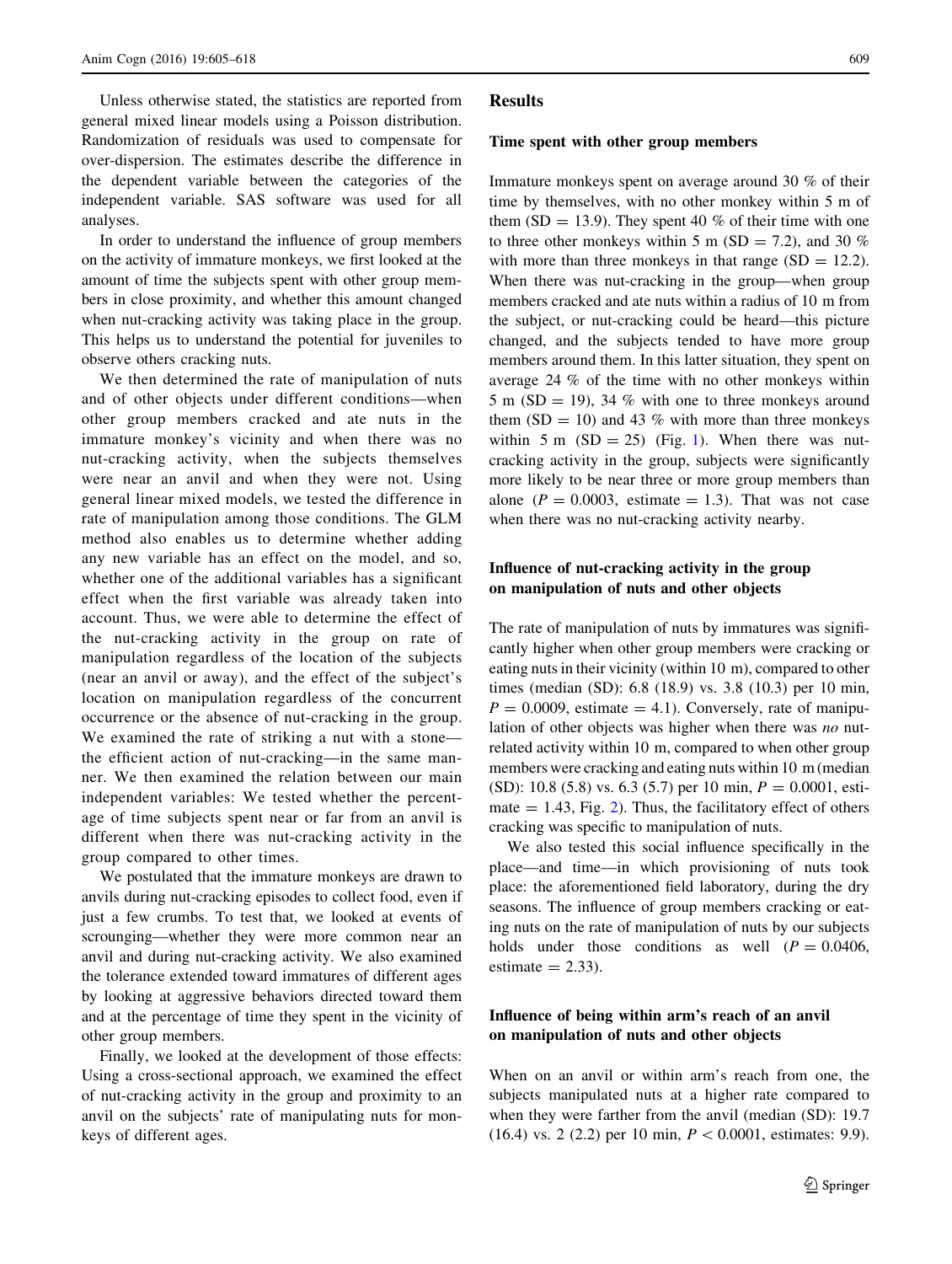Unless otherwise stated, the statistics are reported from general mixed linear models using a Poisson distribution. Randomization of residuals was used to compensate for over-dispersion. The estimates describe the difference in the dependent variable between the categories of the independent variable. SAS software was used for all analyses.

In order to understand the influence of group members on the activity of immature monkeys, we first looked at the amount of time the subjects spent with other group members in close proximity, and whether this amount changed when nut-cracking activity was taking place in the group. This helps us to understand the potential for juveniles to observe others cracking nuts.

We then determined the rate of manipulation of nuts and of other objects under different conditions—when other group members cracked and ate nuts in the immature monkey's vicinity and when there was no nut-cracking activity, when the subjects themselves were near an anvil and when they were not. Using general linear mixed models, we tested the difference in rate of manipulation among those conditions. The GLM method also enables us to determine whether adding any new variable has an effect on the model, and so, whether one of the additional variables has a significant effect when the first variable was already taken into account. Thus, we were able to determine the effect of the nut-cracking activity in the group on rate of manipulation regardless of the location of the subjects (near an anvil or away), and the effect of the subject's location on manipulation regardless of the concurrent occurrence or the absence of nut-cracking in the group. We examined the rate of striking a nut with a stone—the efficient action of nut-cracking—in the same manner. We then examined the relation between our main independent variables: We tested whether the percentage of time subjects spent near or far from an anvil is different when there was nut-cracking activity in the group compared to other times.

We postulated that the immature monkeys are drawn to anvils during nut-cracking episodes to collect food, even if just a few crumbs. To test that, we looked at events of scrounging—whether they were more common near an anvil and during nut-cracking activity. We also examined the tolerance extended toward immatures of different ages by looking at aggressive behaviors directed toward them and at the percentage of time they spent in the vicinity of other group members.

Finally, we looked at the development of those effects: Using a cross-sectional approach, we examined the effect of nut-cracking activity in the group and proximity to an anvil on the subjects' rate of manipulating nuts for monkeys of different ages.

## Results

### Time spent with other group members

Immature monkeys spent on average around 30 % of their time by themselves, with no other monkey within 5 m of them (SD = 13.9). They spent 40 % of their time with one to three other monkeys within 5 m (SD = 7.2), and 30 % with more than three monkeys in that range (SD = 12.2). When there was nut-cracking in the group—when group members cracked and ate nuts within a radius of 10 m from the subject, or nut-cracking could be heard—this picture changed, and the subjects tended to have more group members around them. In this latter situation, they spent on average 24 % of the time with no other monkeys within 5 m (SD = 19), 34 % with one to three monkeys around them (SD = 10) and 43 % with more than three monkeys within 5 m (SD = 25) (Fig. 1). When there was nut-cracking activity in the group, subjects were significantly more likely to be near three or more group members than alone ($P = 0.0003$, estimate = 1.3). That was not case when there was no nut-cracking activity nearby.

### Influence of nut-cracking activity in the group on manipulation of nuts and other objects

The rate of manipulation of nuts by immatures was significantly higher when other group members were cracking or eating nuts in their vicinity (within 10 m), compared to other times (median (SD): 6.8 (18.9) vs. 3.8 (10.3) per 10 min, $P = 0.0009$, estimate = 4.1). Conversely, rate of manipulation of other objects was higher when there was *no* nut-related activity within 10 m, compared to when other group members were cracking and eating nuts within 10 m (median (SD): 10.8 (5.8) vs. 6.3 (5.7) per 10 min, $P = 0.0001$, estimate = 1.43, Fig. 2). Thus, the facilitatory effect of others cracking was specific to manipulation of nuts.

We also tested this social influence specifically in the place—and time—in which provisioning of nuts took place: the aforementioned field laboratory, during the dry seasons. The influence of group members cracking or eating nuts on the rate of manipulation of nuts by our subjects holds under those conditions as well ($P = 0.0406$, estimate = 2.33).

### Influence of being within arm's reach of an anvil on manipulation of nuts and other objects

When on an anvil or within arm's reach from one, the subjects manipulated nuts at a higher rate compared to when they were farther from the anvil (median (SD): 19.7 (16.4) vs. 2 (2.2) per 10 min, $P < 0.0001$, estimates: 9.9).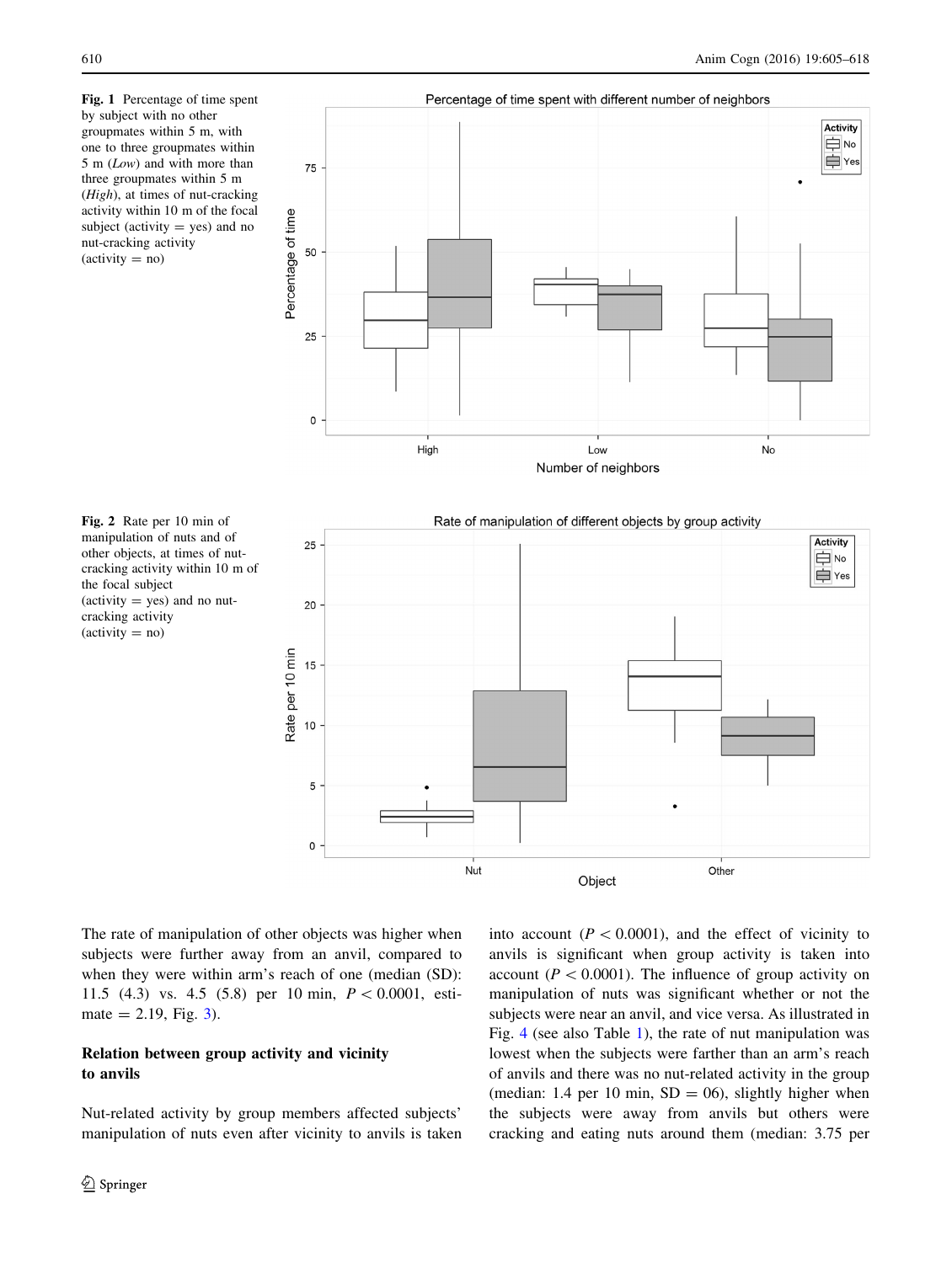Fig. 1 Percentage of time spent by subject with no other groupmates within 5 m, with one to three groupmates within 5 m (*Low*) and with more than three groupmates within 5 m (*High*), at times of nut-cracking activity within 10 m of the focal subject (activity = yes) and no nut-cracking activity (activity = no)

Fig. 2 Rate per 10 min of manipulation of nuts and of other objects, at times of nut-cracking activity within 10 m of the focal subject (activity = yes) and no nut-cracking activity (activity = no)

The rate of manipulation of other objects was higher when subjects were further away from an anvil, compared to when they were within arm's reach of one (median (SD): 11.5 (4.3) vs. 4.5 (5.8) per 10 min, $P < 0.0001$, estimate = 2.19, Fig. 3).

### Relation between group activity and vicinity to anvils

Nut-related activity by group members affected subjects' manipulation of nuts even after vicinity to anvils is taken into account ($P < 0.0001$), and the effect of vicinity to anvils is significant when group activity is taken into account ($P < 0.0001$). The influence of group activity on manipulation of nuts was significant whether or not the subjects were near an anvil, and vice versa. As illustrated in Fig. 4 (see also Table 1), the rate of nut manipulation was lowest when the subjects were farther than an arm's reach of anvils and there was no nut-related activity in the group (median: 1.4 per 10 min, SD = 06), slightly higher when the subjects were away from anvils but others were cracking and eating nuts around them (median: 3.75 per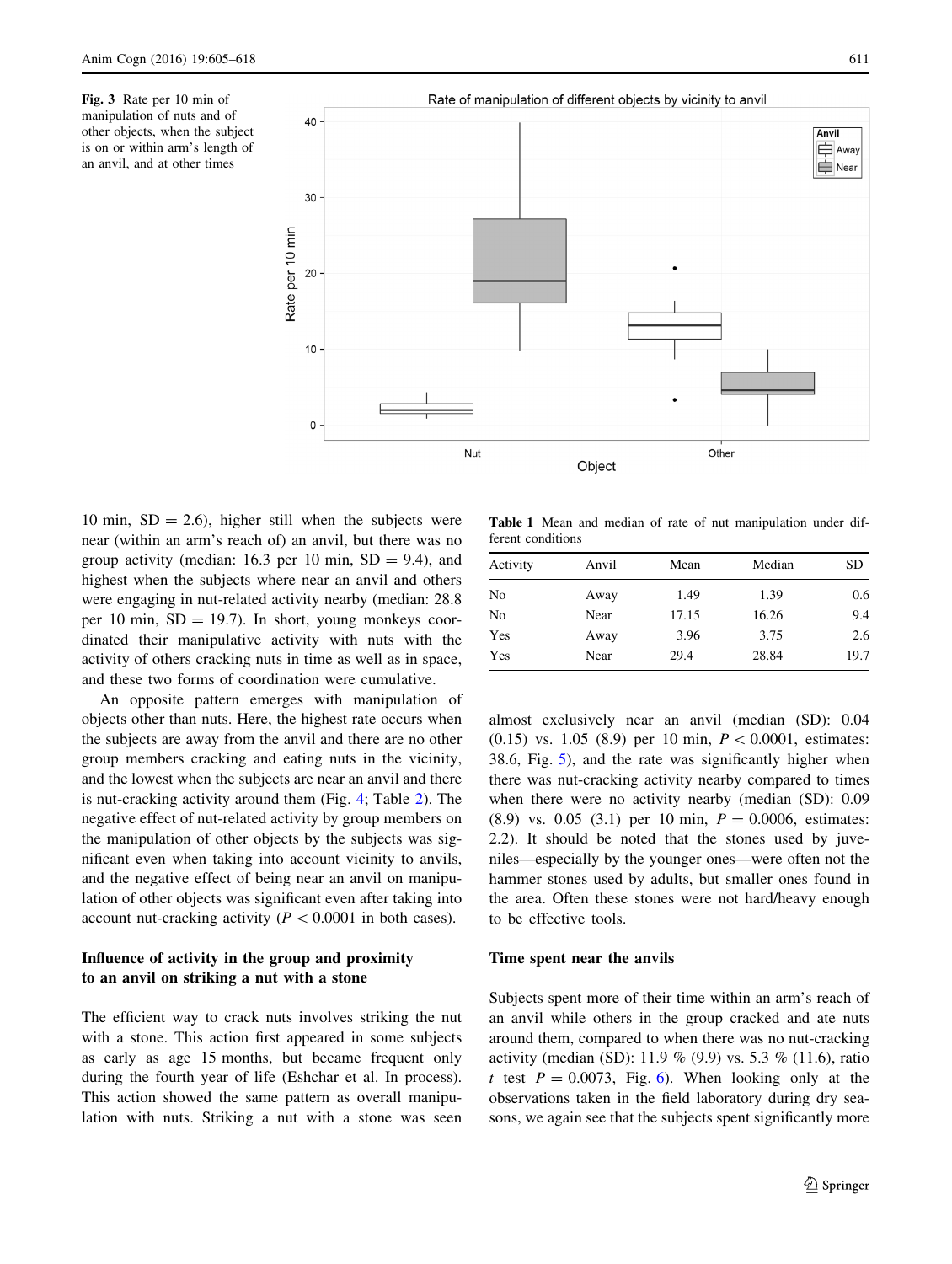Fig. 3 Rate per 10 min of manipulation of nuts and of other objects, when the subject is on or within arm's length of an anvil, and at other times

10 min, SD = 2.6), higher still when the subjects were near (within an arm's reach of) an anvil, but there was no group activity (median: 16.3 per 10 min, SD = 9.4), and highest when the subjects where near an anvil and others were engaging in nut-related activity nearby (median: 28.8 per 10 min, SD = 19.7). In short, young monkeys coordinated their manipulative activity with nuts with the activity of others cracking nuts in time as well as in space, and these two forms of coordination were cumulative.

An opposite pattern emerges with manipulation of objects other than nuts. Here, the highest rate occurs when the subjects are away from the anvil and there are no other group members cracking and eating nuts in the vicinity, and the lowest when the subjects are near an anvil and there is nut-cracking activity around them (Fig. 4; Table 2). The negative effect of nut-related activity by group members on the manipulation of other objects by the subjects was significant even when taking into account vicinity to anvils, and the negative effect of being near an anvil on manipulation of other objects was significant even after taking into account nut-cracking activity ($P < 0.0001$ in both cases).

Table 1 Mean and median of rate of nut manipulation under different conditions

| Activity | Anvil | Mean | Median | SD |
|---|---|---|---|---|
| No | Away | 1.49 | 1.39 | 0.6 |
| No | Near | 17.15 | 16.26 | 9.4 |
| Yes | Away | 3.96 | 3.75 | 2.6 |
| Yes | Near | 29.4 | 28.84 | 19.7 |

### Influence of activity in the group and proximity to an anvil on striking a nut with a stone

The efficient way to crack nuts involves striking the nut with a stone. This action first appeared in some subjects as early as age 15 months, but became frequent only during the fourth year of life (Eshchar et al. In process). This action showed the same pattern as overall manipulation with nuts. Striking a nut with a stone was seen almost exclusively near an anvil (median (SD): 0.04 (0.15) vs. 1.05 (8.9) per 10 min, $P < 0.0001$, estimates: 38.6, Fig. 5), and the rate was significantly higher when there was nut-cracking activity nearby compared to times when there were no activity nearby (median (SD): 0.09 (8.9) vs. 0.05 (3.1) per 10 min, $P = 0.0006$, estimates: 2.2). It should be noted that the stones used by juveniles—especially by the younger ones—were often not the hammer stones used by adults, but smaller ones found in the area. Often these stones were not hard/heavy enough to be effective tools.

### Time spent near the anvils

Subjects spent more of their time within an arm's reach of an anvil while others in the group cracked and ate nuts around them, compared to when there was no nut-cracking activity (median (SD): 11.9 % (9.9) vs. 5.3 % (11.6), ratio $t$ test $P = 0.0073$, Fig. 6). When looking only at the observations taken in the field laboratory during dry seasons, we again see that the subjects spent significantly more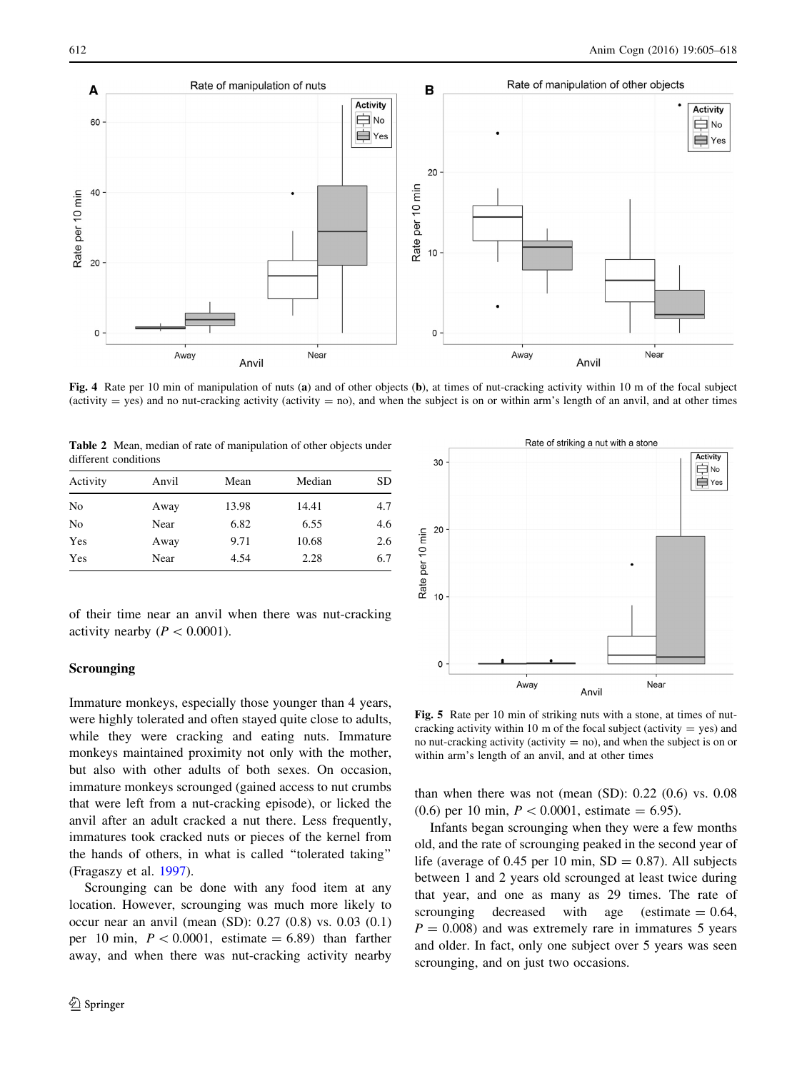**Fig. 4** Rate per 10 min of manipulation of nuts (**a**) and of other objects (**b**), at times of nut-cracking activity within 10 m of the focal subject (activity = yes) and no nut-cracking activity (activity = no), and when the subject is on or within arm's length of an anvil, and at other times

**Table 2** Mean, median of rate of manipulation of other objects under different conditions

| Activity | Anvil | Mean | Median | SD |
|---|---|---|---|---|
| No | Away | 13.98 | 14.41 | 4.7 |
| No | Near | 6.82 | 6.55 | 4.6 |
| Yes | Away | 9.71 | 10.68 | 2.6 |
| Yes | Near | 4.54 | 2.28 | 6.7 |

of their time near an anvil when there was nut-cracking activity nearby ($P < 0.0001$).

### Scrounging

Immature monkeys, especially those younger than 4 years, were highly tolerated and often stayed quite close to adults, while they were cracking and eating nuts. Immature monkeys maintained proximity not only with the mother, but also with other adults of both sexes. On occasion, immature monkeys scrounged (gained access to nut crumbs that were left from a nut-cracking episode), or licked the anvil after an adult cracked a nut there. Less frequently, immatures took cracked nuts or pieces of the kernel from the hands of others, in what is called "tolerated taking" (Fragaszy et al. 1997).

Scrounging can be done with any food item at any location. However, scrounging was much more likely to occur near an anvil (mean (SD): 0.27 (0.8) vs. 0.03 (0.1) per 10 min, $P < 0.0001$, estimate = 6.89) than farther away, and when there was nut-cracking activity nearby than when there was not (mean (SD): 0.22 (0.6) vs. 0.08 (0.6) per 10 min, $P < 0.0001$, estimate = 6.95).

**Fig. 5** Rate per 10 min of striking nuts with a stone, at times of nut-cracking activity within 10 m of the focal subject (activity = yes) and no nut-cracking activity (activity = no), and when the subject is on or within arm's length of an anvil, and at other times

Infants began scrounging when they were a few months old, and the rate of scrounging peaked in the second year of life (average of 0.45 per 10 min, SD = 0.87). All subjects between 1 and 2 years old scrounged at least twice during that year, and one as many as 29 times. The rate of scrounging decreased with age (estimate = 0.64, $P = 0.008$) and was extremely rare in immatures 5 years and older. In fact, only one subject over 5 years was seen scrounging, and on just two occasions.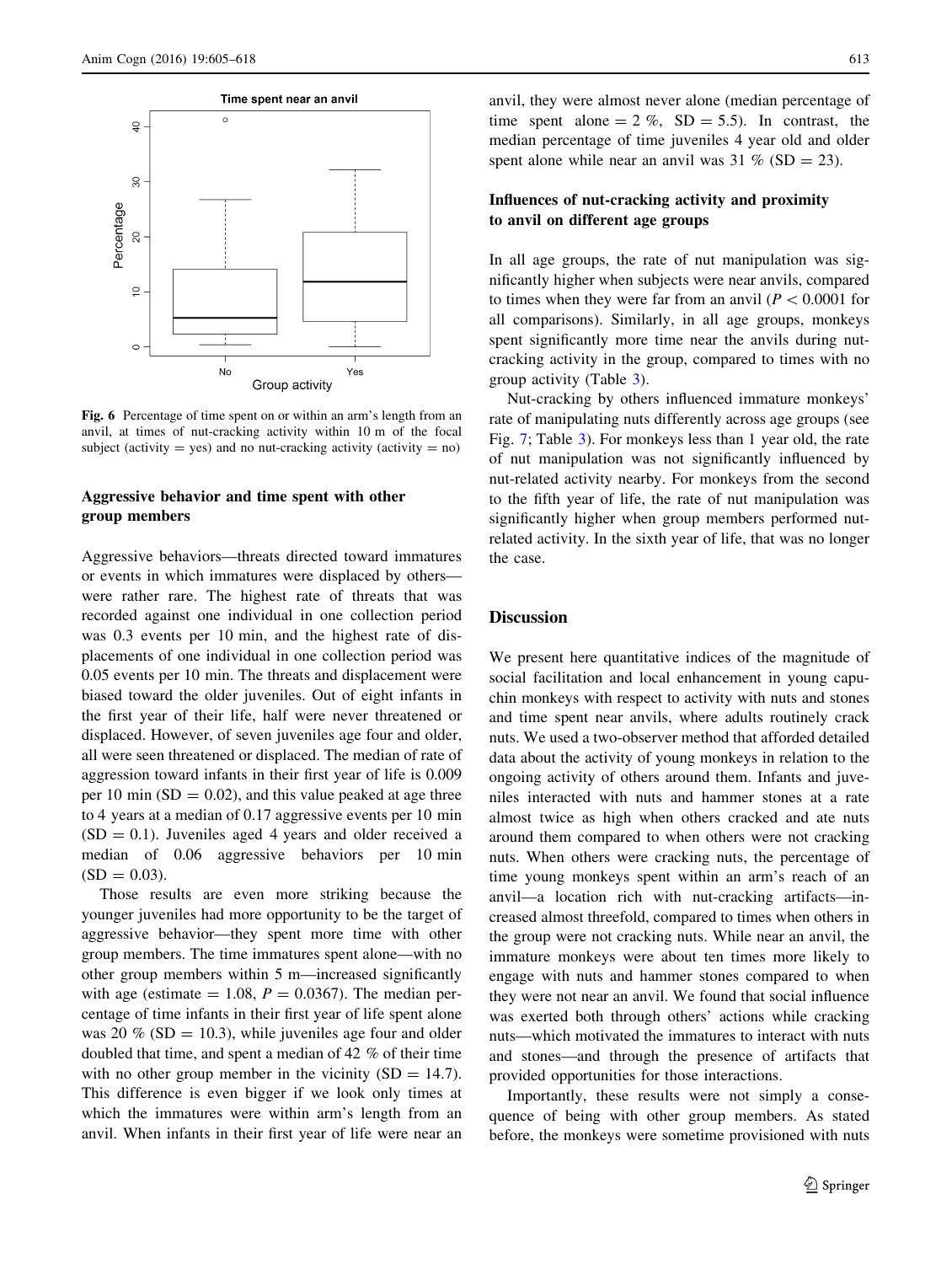Fig. 6 Percentage of time spent on or within an arm's length from an anvil, at times of nut-cracking activity within 10 m of the focal subject (activity = yes) and no nut-cracking activity (activity = no)

### Aggressive behavior and time spent with other group members

Aggressive behaviors—threats directed toward immatures or events in which immatures were displaced by others—were rather rare. The highest rate of threats that was recorded against one individual in one collection period was 0.3 events per 10 min, and the highest rate of displacements of one individual in one collection period was 0.05 events per 10 min. The threats and displacement were biased toward the older juveniles. Out of eight infants in the first year of their life, half were never threatened or displaced. However, of seven juveniles age four and older, all were seen threatened or displaced. The median of rate of aggression toward infants in their first year of life is 0.009 per 10 min (SD = 0.02), and this value peaked at age three to 4 years at a median of 0.17 aggressive events per 10 min (SD = 0.1). Juveniles aged 4 years and older received a median of 0.06 aggressive behaviors per 10 min (SD = 0.03).

Those results are even more striking because the younger juveniles had more opportunity to be the target of aggressive behavior—they spent more time with other group members. The time immatures spent alone—with no other group members within 5 m—increased significantly with age (estimate = 1.08, $P = 0.0367$). The median percentage of time infants in their first year of life spent alone was 20 % (SD = 10.3), while juveniles age four and older doubled that time, and spent a median of 42 % of their time with no other group member in the vicinity (SD = 14.7). This difference is even bigger if we look only times at which the immatures were within arm's length from an anvil. When infants in their first year of life were near an anvil, they were almost never alone (median percentage of time spent alone = 2 %, SD = 5.5). In contrast, the median percentage of time juveniles 4 year old and older spent alone while near an anvil was 31 % (SD = 23).

### Influences of nut-cracking activity and proximity to anvil on different age groups

In all age groups, the rate of nut manipulation was significantly higher when subjects were near anvils, compared to times when they were far from an anvil ($P < 0.0001$ for all comparisons). Similarly, in all age groups, monkeys spent significantly more time near the anvils during nut-cracking activity in the group, compared to times with no group activity (Table 3).

Nut-cracking by others influenced immature monkeys' rate of manipulating nuts differently across age groups (see Fig. 7; Table 3). For monkeys less than 1 year old, the rate of nut manipulation was not significantly influenced by nut-related activity nearby. For monkeys from the second to the fifth year of life, the rate of nut manipulation was significantly higher when group members performed nut-related activity. In the sixth year of life, that was no longer the case.

## Discussion

We present here quantitative indices of the magnitude of social facilitation and local enhancement in young capuchin monkeys with respect to activity with nuts and stones and time spent near anvils, where adults routinely crack nuts. We used a two-observer method that afforded detailed data about the activity of young monkeys in relation to the ongoing activity of others around them. Infants and juveniles interacted with nuts and hammer stones at a rate almost twice as high when others cracked and ate nuts around them compared to when others were not cracking nuts. When others were cracking nuts, the percentage of time young monkeys spent within an arm's reach of an anvil—a location rich with nut-cracking artifacts—increased almost threefold, compared to times when others in the group were not cracking nuts. While near an anvil, the immature monkeys were about ten times more likely to engage with nuts and hammer stones compared to when they were not near an anvil. We found that social influence was exerted both through others' actions while cracking nuts—which motivated the immatures to interact with nuts and stones—and through the presence of artifacts that provided opportunities for those interactions.

Importantly, these results were not simply a consequence of being with other group members. As stated before, the monkeys were sometime provisioned with nuts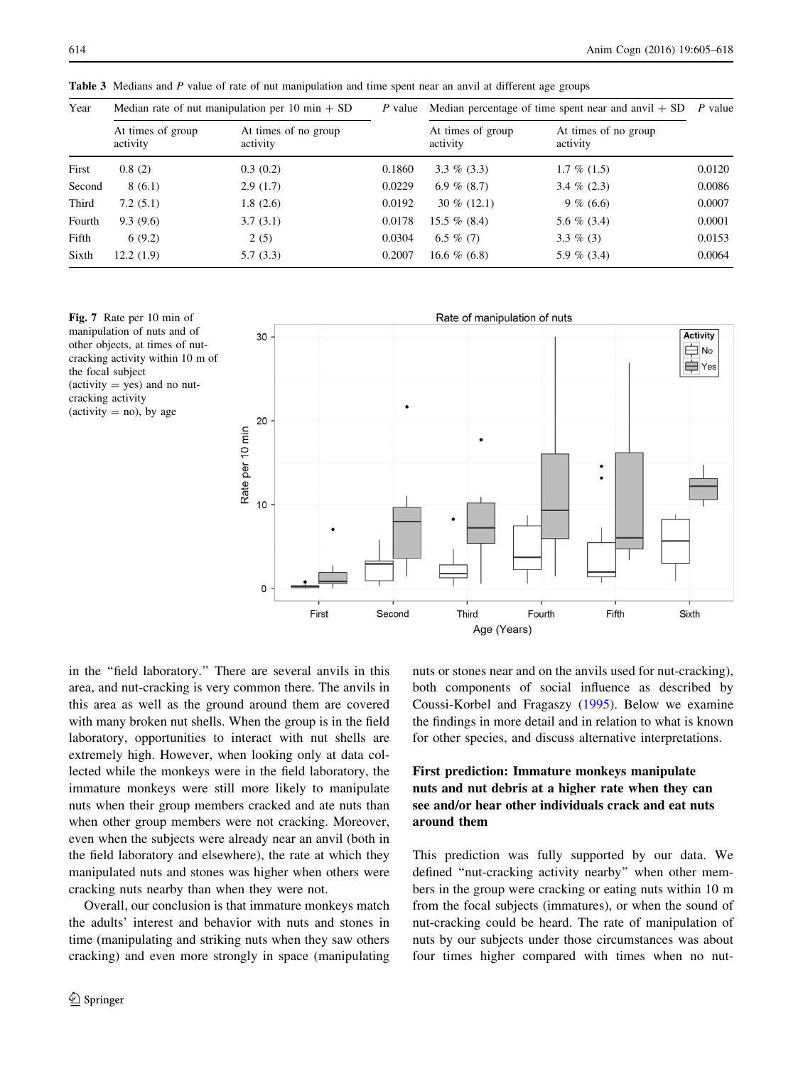**Table 3** Medians and *P* value of rate of nut manipulation and time spent near an anvil at different age groups

| Year | Median rate of nut manipulation per 10 min + SD | | *P* value | Median percentage of time spent near and anvil + SD | | *P* value |
|---|---|---|---|---|---|---|
| | At times of group activity | At times of no group activity | | At times of group activity | At times of no group activity | |
| First | 0.8 (2) | 0.3 (0.2) | 0.1860 | 3.3 % (3.3) | 1.7 % (1.5) | 0.0120 |
| Second | 8 (6.1) | 2.9 (1.7) | 0.0229 | 6.9 % (8.7) | 3.4 % (2.3) | 0.0086 |
| Third | 7.2 (5.1) | 1.8 (2.6) | 0.0192 | 30 % (12.1) | 9 % (6.6) | 0.0007 |
| Fourth | 9.3 (9.6) | 3.7 (3.1) | 0.0178 | 15.5 % (8.4) | 5.6 % (3.4) | 0.0001 |
| Fifth | 6 (9.2) | 2 (5) | 0.0304 | 6.5 % (7) | 3.3 % (3) | 0.0153 |
| Sixth | 12.2 (1.9) | 5.7 (3.3) | 0.2007 | 16.6 % (6.8) | 5.9 % (3.4) | 0.0064 |

**Fig. 7** Rate per 10 min of manipulation of nuts and of other objects, at times of nut-cracking activity within 10 m of the focal subject (activity = yes) and no nut-cracking activity (activity = no), by age

in the "field laboratory." There are several anvils in this area, and nut-cracking is very common there. The anvils in this area as well as the ground around them are covered with many broken nut shells. When the group is in the field laboratory, opportunities to interact with nut shells are extremely high. However, when looking only at data collected while the monkeys were in the field laboratory, the immature monkeys were still more likely to manipulate nuts when their group members cracked and ate nuts than when other group members were not cracking. Moreover, even when the subjects were already near an anvil (both in the field laboratory and elsewhere), the rate at which they manipulated nuts and stones was higher when others were cracking nuts nearby than when they were not.

Overall, our conclusion is that immature monkeys match the adults' interest and behavior with nuts and stones in time (manipulating and striking nuts when they saw others cracking) and even more strongly in space (manipulating nuts or stones near and on the anvils used for nut-cracking), both components of social influence as described by Coussi-Korbel and Fragaszy (1995). Below we examine the findings in more detail and in relation to what is known for other species, and discuss alternative interpretations.

## First prediction: Immature monkeys manipulate nuts and nut debris at a higher rate when they can see and/or hear other individuals crack and eat nuts around them

This prediction was fully supported by our data. We defined "nut-cracking activity nearby" when other members in the group were cracking or eating nuts within 10 m from the focal subjects (immatures), or when the sound of nut-cracking could be heard. The rate of manipulation of nuts by our subjects under those circumstances was about four times higher compared with times when no nut-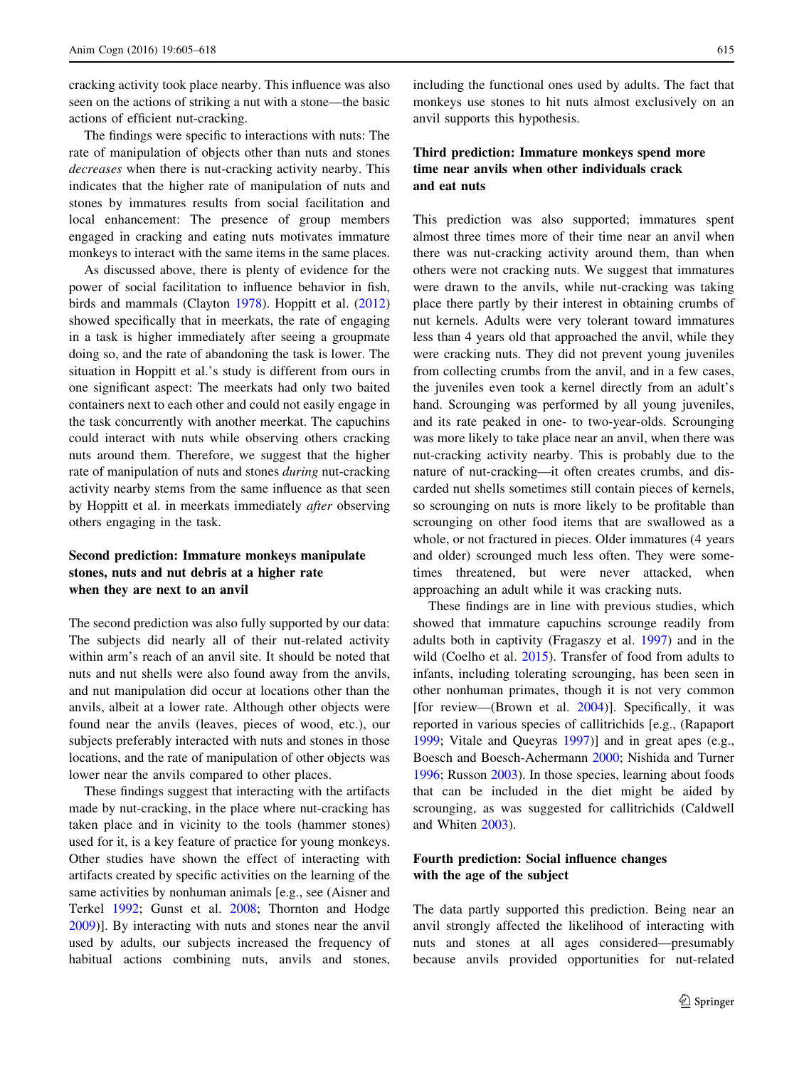cracking activity took place nearby. This influence was also seen on the actions of striking a nut with a stone—the basic actions of efficient nut-cracking.

The findings were specific to interactions with nuts: The rate of manipulation of objects other than nuts and stones *decreases* when there is nut-cracking activity nearby. This indicates that the higher rate of manipulation of nuts and stones by immatures results from social facilitation and local enhancement: The presence of group members engaged in cracking and eating nuts motivates immature monkeys to interact with the same items in the same places.

As discussed above, there is plenty of evidence for the power of social facilitation to influence behavior in fish, birds and mammals (Clayton 1978). Hoppitt et al. (2012) showed specifically that in meerkats, the rate of engaging in a task is higher immediately after seeing a groupmate doing so, and the rate of abandoning the task is lower. The situation in Hoppitt et al.'s study is different from ours in one significant aspect: The meerkats had only two baited containers next to each other and could not easily engage in the task concurrently with another meerkat. The capuchins could interact with nuts while observing others cracking nuts around them. Therefore, we suggest that the higher rate of manipulation of nuts and stones *during* nut-cracking activity nearby stems from the same influence as that seen by Hoppitt et al. in meerkats immediately *after* observing others engaging in the task.

## Second prediction: Immature monkeys manipulate stones, nuts and nut debris at a higher rate when they are next to an anvil

The second prediction was also fully supported by our data: The subjects did nearly all of their nut-related activity within arm's reach of an anvil site. It should be noted that nuts and nut shells were also found away from the anvils, and nut manipulation did occur at locations other than the anvils, albeit at a lower rate. Although other objects were found near the anvils (leaves, pieces of wood, etc.), our subjects preferably interacted with nuts and stones in those locations, and the rate of manipulation of other objects was lower near the anvils compared to other places.

These findings suggest that interacting with the artifacts made by nut-cracking, in the place where nut-cracking has taken place and in vicinity to the tools (hammer stones) used for it, is a key feature of practice for young monkeys. Other studies have shown the effect of interacting with artifacts created by specific activities on the learning of the same activities by nonhuman animals [e.g., see (Aisner and Terkel 1992; Gunst et al. 2008; Thornton and Hodge 2009)]. By interacting with nuts and stones near the anvil used by adults, our subjects increased the frequency of habitual actions combining nuts, anvils and stones, including the functional ones used by adults. The fact that monkeys use stones to hit nuts almost exclusively on an anvil supports this hypothesis.

## Third prediction: Immature monkeys spend more time near anvils when other individuals crack and eat nuts

This prediction was also supported; immatures spent almost three times more of their time near an anvil when there was nut-cracking activity around them, than when others were not cracking nuts. We suggest that immatures were drawn to the anvils, while nut-cracking was taking place there partly by their interest in obtaining crumbs of nut kernels. Adults were very tolerant toward immatures less than 4 years old that approached the anvil, while they were cracking nuts. They did not prevent young juveniles from collecting crumbs from the anvil, and in a few cases, the juveniles even took a kernel directly from an adult's hand. Scrounging was performed by all young juveniles, and its rate peaked in one- to two-year-olds. Scrounging was more likely to take place near an anvil, when there was nut-cracking activity nearby. This is probably due to the nature of nut-cracking—it often creates crumbs, and discarded nut shells sometimes still contain pieces of kernels, so scrounging on nuts is more likely to be profitable than scrounging on other food items that are swallowed as a whole, or not fractured in pieces. Older immatures (4 years and older) scrounged much less often. They were sometimes threatened, but were never attacked, when approaching an adult while it was cracking nuts.

These findings are in line with previous studies, which showed that immature capuchins scrounge readily from adults both in captivity (Fragaszy et al. 1997) and in the wild (Coelho et al. 2015). Transfer of food from adults to infants, including tolerating scrounging, has been seen in other nonhuman primates, though it is not very common [for review—(Brown et al. 2004)]. Specifically, it was reported in various species of callitrichids [e.g., (Rapaport 1999; Vitale and Queyras 1997)] and in great apes (e.g., Boesch and Boesch-Achermann 2000; Nishida and Turner 1996; Russon 2003). In those species, learning about foods that can be included in the diet might be aided by scrounging, as was suggested for callitrichids (Caldwell and Whiten 2003).

## Fourth prediction: Social influence changes with the age of the subject

The data partly supported this prediction. Being near an anvil strongly affected the likelihood of interacting with nuts and stones at all ages considered—presumably because anvils provided opportunities for nut-related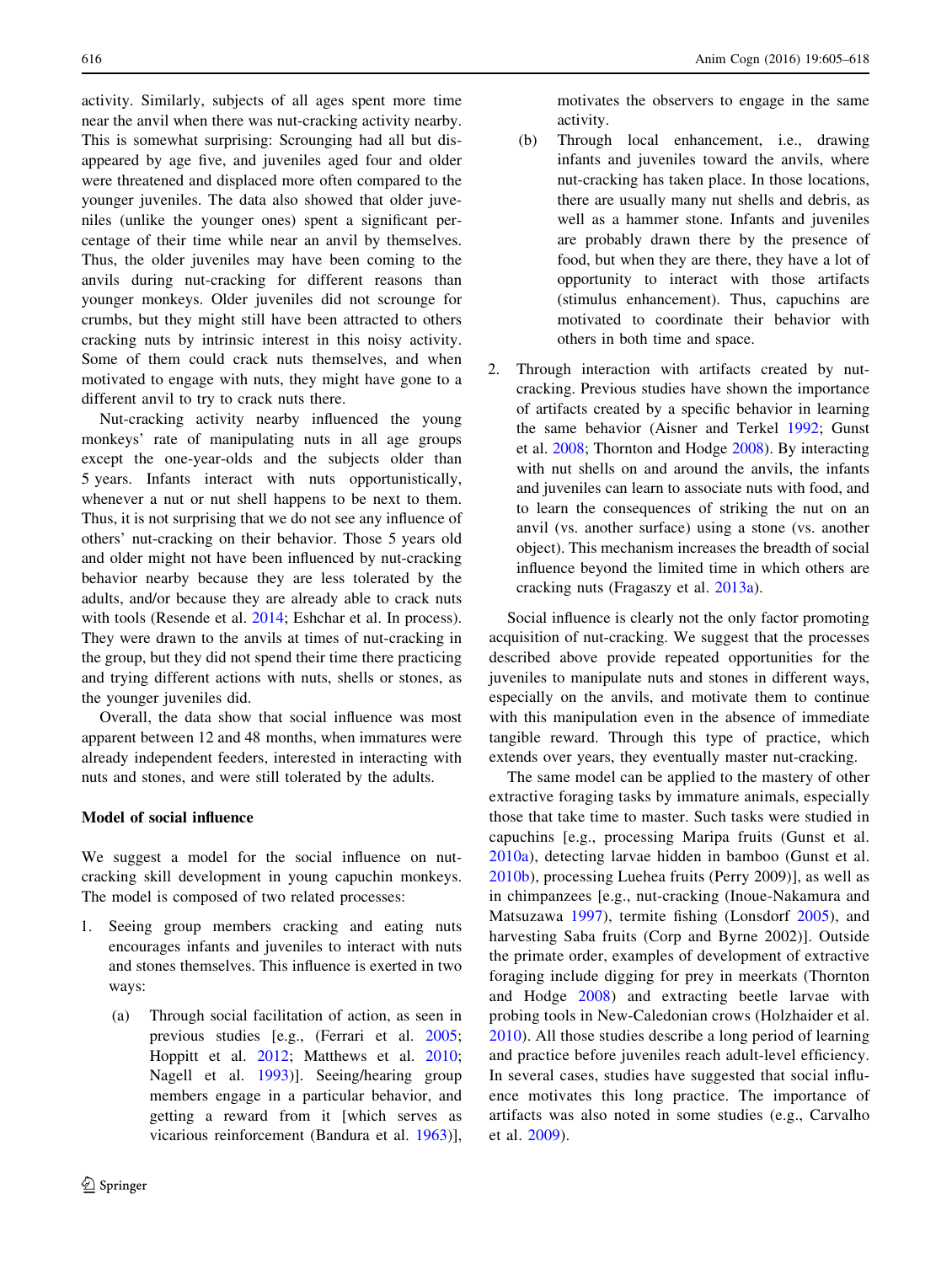activity. Similarly, subjects of all ages spent more time near the anvil when there was nut-cracking activity nearby. This is somewhat surprising: Scrounging had all but disappeared by age five, and juveniles aged four and older were threatened and displaced more often compared to the younger juveniles. The data also showed that older juveniles (unlike the younger ones) spent a significant percentage of their time while near an anvil by themselves. Thus, the older juveniles may have been coming to the anvils during nut-cracking for different reasons than younger monkeys. Older juveniles did not scrounge for crumbs, but they might still have been attracted to others cracking nuts by intrinsic interest in this noisy activity. Some of them could crack nuts themselves, and when motivated to engage with nuts, they might have gone to a different anvil to try to crack nuts there.

Nut-cracking activity nearby influenced the young monkeys' rate of manipulating nuts in all age groups except the one-year-olds and the subjects older than 5 years. Infants interact with nuts opportunistically, whenever a nut or nut shell happens to be next to them. Thus, it is not surprising that we do not see any influence of others' nut-cracking on their behavior. Those 5 years old and older might not have been influenced by nut-cracking behavior nearby because they are less tolerated by the adults, and/or because they are already able to crack nuts with tools (Resende et al. 2014; Eshchar et al. In process). They were drawn to the anvils at times of nut-cracking in the group, but they did not spend their time there practicing and trying different actions with nuts, shells or stones, as the younger juveniles did.

Overall, the data show that social influence was most apparent between 12 and 48 months, when immatures were already independent feeders, interested in interacting with nuts and stones, and were still tolerated by the adults.

### Model of social influence

We suggest a model for the social influence on nut-cracking skill development in young capuchin monkeys. The model is composed of two related processes:

1. Seeing group members cracking and eating nuts encourages infants and juveniles to interact with nuts and stones themselves. This influence is exerted in two ways:
   (a) Through social facilitation of action, as seen in previous studies [e.g., (Ferrari et al. 2005; Hoppitt et al. 2012; Matthews et al. 2010; Nagell et al. 1993)]. Seeing/hearing group members engage in a particular behavior, and getting a reward from it [which serves as vicarious reinforcement (Bandura et al. 1963)], motivates the observers to engage in the same activity.
   (b) Through local enhancement, i.e., drawing infants and juveniles toward the anvils, where nut-cracking has taken place. In those locations, there are usually many nut shells and debris, as well as a hammer stone. Infants and juveniles are probably drawn there by the presence of food, but when they are there, they have a lot of opportunity to interact with those artifacts (stimulus enhancement). Thus, capuchins are motivated to coordinate their behavior with others in both time and space.
2. Through interaction with artifacts created by nut-cracking. Previous studies have shown the importance of artifacts created by a specific behavior in learning the same behavior (Aisner and Terkel 1992; Gunst et al. 2008; Thornton and Hodge 2008). By interacting with nut shells on and around the anvils, the infants and juveniles can learn to associate nuts with food, and to learn the consequences of striking the nut on an anvil (vs. another surface) using a stone (vs. another object). This mechanism increases the breadth of social influence beyond the limited time in which others are cracking nuts (Fragaszy et al. 2013a).

Social influence is clearly not the only factor promoting acquisition of nut-cracking. We suggest that the processes described above provide repeated opportunities for the juveniles to manipulate nuts and stones in different ways, especially on the anvils, and motivate them to continue with this manipulation even in the absence of immediate tangible reward. Through this type of practice, which extends over years, they eventually master nut-cracking.

The same model can be applied to the mastery of other extractive foraging tasks by immature animals, especially those that take time to master. Such tasks were studied in capuchins [e.g., processing Maripa fruits (Gunst et al. 2010a), detecting larvae hidden in bamboo (Gunst et al. 2010b), processing Luehea fruits (Perry 2009)], as well as in chimpanzees [e.g., nut-cracking (Inoue-Nakamura and Matsuzawa 1997), termite fishing (Lonsdorf 2005), and harvesting Saba fruits (Corp and Byrne 2002)]. Outside the primate order, examples of development of extractive foraging include digging for prey in meerkats (Thornton and Hodge 2008) and extracting beetle larvae with probing tools in New-Caledonian crows (Holzhaider et al. 2010). All those studies describe a long period of learning and practice before juveniles reach adult-level efficiency. In several cases, studies have suggested that social influence motivates this long practice. The importance of artifacts was also noted in some studies (e.g., Carvalho et al. 2009).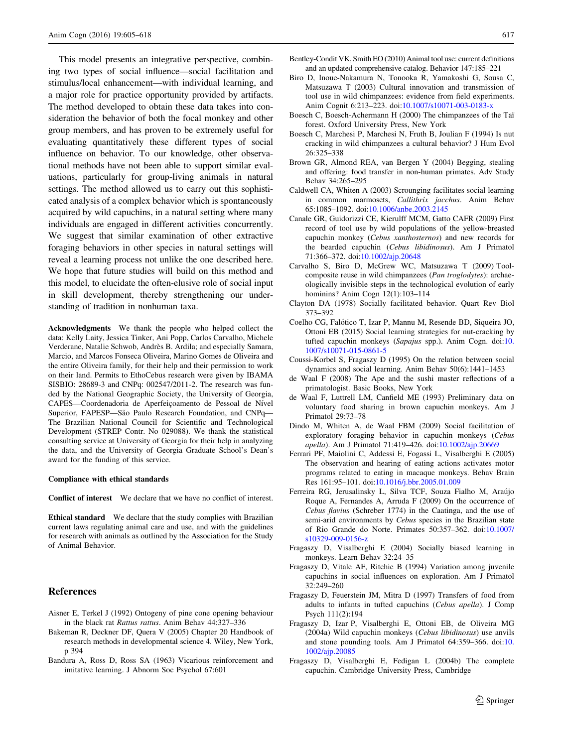This model presents an integrative perspective, combining two types of social influence—social facilitation and stimulus/local enhancement—with individual learning, and a major role for practice opportunity provided by artifacts. The method developed to obtain these data takes into consideration the behavior of both the focal monkey and other group members, and has proven to be extremely useful for evaluating quantitatively these different types of social influence on behavior. To our knowledge, other observational methods have not been able to support similar evaluations, particularly for group-living animals in natural settings. The method allowed us to carry out this sophisticated analysis of a complex behavior which is spontaneously acquired by wild capuchins, in a natural setting where many individuals are engaged in different activities concurrently. We suggest that similar examination of other extractive foraging behaviors in other species in natural settings will reveal a learning process not unlike the one described here. We hope that future studies will build on this method and this model, to elucidate the often-elusive role of social input in skill development, thereby strengthening our understanding of tradition in nonhuman taxa.

**Acknowledgments** We thank the people who helped collect the data: Kelly Laity, Jessica Tinker, Ani Popp, Carlos Carvalho, Michele Verderane, Natalie Schwob, Andrès B. Ardila; and especially Samara, Marcio, and Marcos Fonseca Oliveira, Marino Gomes de Oliveira and the entire Oliveira family, for their help and their permission to work on their land. Permits to EthoCebus research were given by IBAMA SISBIO: 28689-3 and CNPq: 002547/2011-2. The research was funded by the National Geographic Society, the University of Georgia, CAPES—Coordenadoria de Aperfeiçoamento de Pessoal de Nível Superior, FAPESP—São Paulo Research Foundation, and CNPq—The Brazilian National Council for Scientific and Technological Development (STREP Contr. No 029088). We thank the statistical consulting service at University of Georgia for their help in analyzing the data, and the University of Georgia Graduate School's Dean's award for the funding of this service.

**Compliance with ethical standards**

**Conflict of interest** We declare that we have no conflict of interest.

**Ethical standard** We declare that the study complies with Brazilian current laws regulating animal care and use, and with the guidelines for research with animals as outlined by the Association for the Study of Animal Behavior.

## References

Aisner E, Terkel J (1992) Ontogeny of pine cone opening behaviour in the black rat *Rattus rattus*. Anim Behav 44:327–336

Bakeman R, Deckner DF, Quera V (2005) Chapter 20 Handbook of research methods in developmental science 4. Wiley, New York, p 394

Bandura A, Ross D, Ross SA (1963) Vicarious reinforcement and imitative learning. J Abnorm Soc Psychol 67:601

Bentley-Condit VK, Smith EO (2010) Animal tool use: current definitions and an updated comprehensive catalog. Behavior 147:185–221

Biro D, Inoue-Nakamura N, Tonooka R, Yamakoshi G, Sousa C, Matsuzawa T (2003) Cultural innovation and transmission of tool use in wild chimpanzees: evidence from field experiments. Anim Cognit 6:213–223. doi:10.1007/s10071-003-0183-x

Boesch C, Boesch-Achermann H (2000) The chimpanzees of the Taï forest. Oxford University Press, New York

Boesch C, Marchesi P, Marchesi N, Fruth B, Joulian F (1994) Is nut cracking in wild chimpanzees a cultural behavior? J Hum Evol 26:325–338

Brown GR, Almond REA, van Bergen Y (2004) Begging, stealing and offering: food transfer in non-human primates. Adv Study Behav 34:265–295

Caldwell CA, Whiten A (2003) Scrounging facilitates social learning in common marmosets, *Callithrix jacchus*. Anim Behav 65:1085–1092. doi:10.1006/anbe.2003.2145

Canale GR, Guidorizzi CE, Kierulff MCM, Gatto CAFR (2009) First record of tool use by wild populations of the yellow-breasted capuchin monkey (*Cebus xanthosternos*) and new records for the bearded capuchin (*Cebus libidinosus*). Am J Primatol 71:366–372. doi:10.1002/ajp.20648

Carvalho S, Biro D, McGrew WC, Matsuzawa T (2009) Tool-composite reuse in wild chimpanzees (*Pan troglodytes*): archaeologically invisible steps in the technological evolution of early hominins? Anim Cogn 12(1):103–114

Clayton DA (1978) Socially facilitated behavior. Quart Rev Biol 373–392

Coelho CG, Falótico T, Izar P, Mannu M, Resende BD, Siqueira JO, Ottoni EB (2015) Social learning strategies for nut-cracking by tufted capuchin monkeys (*Sapajus* spp.). Anim Cogn. doi:10.1007/s10071-015-0861-5

Coussi-Korbel S, Fragaszy D (1995) On the relation between social dynamics and social learning. Anim Behav 50(6):1441–1453

de Waal F (2008) The Ape and the sushi master reflections of a primatologist. Basic Books, New York

de Waal F, Luttrell LM, Canfield ME (1993) Preliminary data on voluntary food sharing in brown capuchin monkeys. Am J Primatol 29:73–78

Dindo M, Whiten A, de Waal FBM (2009) Social facilitation of exploratory foraging behavior in capuchin monkeys (*Cebus apella*). Am J Primatol 71:419–426. doi:10.1002/ajp.20669

Ferrari PF, Maiolini C, Addessi E, Fogassi L, Visalberghi E (2005) The observation and hearing of eating actions activates motor programs related to eating in macaque monkeys. Behav Brain Res 161:95–101. doi:10.1016/j.bbr.2005.01.009

Ferreira RG, Jerusalinsky L, Silva TCF, Souza Fialho M, Araújo Roque A, Fernandes A, Arruda F (2009) On the occurrence of *Cebus flavius* (Schreber 1774) in the Caatinga, and the use of semi-arid environments by *Cebus* species in the Brazilian state of Rio Grande do Norte. Primates 50:357–362. doi:10.1007/s10329-009-0156-z

Fragaszy D, Visalberghi E (2004) Socially biased learning in monkeys. Learn Behav 32:24–35

Fragaszy D, Vitale AF, Ritchie B (1994) Variation among juvenile capuchins in social influences on exploration. Am J Primatol 32:249–260

Fragaszy D, Feuerstein JM, Mitra D (1997) Transfers of food from adults to infants in tufted capuchins (*Cebus apella*). J Comp Psych 111(2):194

Fragaszy D, Izar P, Visalberghi E, Ottoni EB, de Oliveira MG (2004a) Wild capuchin monkeys (*Cebus libidinosus*) use anvils and stone pounding tools. Am J Primatol 64:359–366. doi:10.1002/ajp.20085

Fragaszy D, Visalberghi E, Fedigan L (2004b) The complete capuchin. Cambridge University Press, Cambridge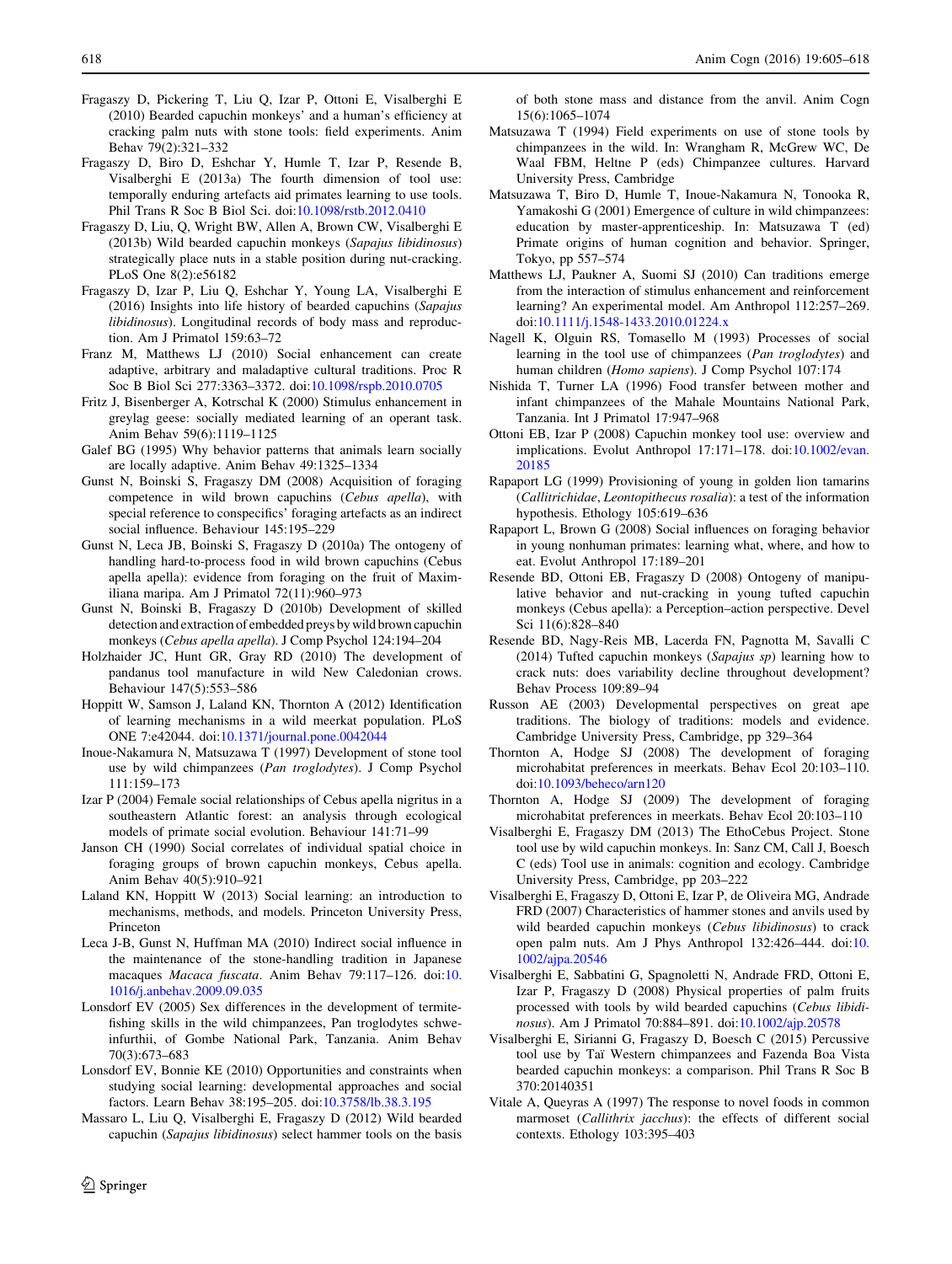Fragaszy D, Pickering T, Liu Q, Izar P, Ottoni E, Visalberghi E (2010) Bearded capuchin monkeys' and a human's efficiency at cracking palm nuts with stone tools: field experiments. Anim Behav 79(2):321–332

Fragaszy D, Biro D, Eshchar Y, Humle T, Izar P, Resende B, Visalberghi E (2013a) The fourth dimension of tool use: temporally enduring artefacts aid primates learning to use tools. Phil Trans R Soc B Biol Sci. doi:10.1098/rstb.2012.0410

Fragaszy D, Liu, Q, Wright BW, Allen A, Brown CW, Visalberghi E (2013b) Wild bearded capuchin monkeys (*Sapajus libidinosus*) strategically place nuts in a stable position during nut-cracking. PLoS One 8(2):e56182

Fragaszy D, Izar P, Liu Q, Eshchar Y, Young LA, Visalberghi E (2016) Insights into life history of bearded capuchins (*Sapajus libidinosus*). Longitudinal records of body mass and reproduction. Am J Primatol 159:63–72

Franz M, Matthews LJ (2010) Social enhancement can create adaptive, arbitrary and maladaptive cultural traditions. Proc R Soc B Biol Sci 277:3363–3372. doi:10.1098/rspb.2010.0705

Fritz J, Bisenberger A, Kotrschal K (2000) Stimulus enhancement in greylag geese: socially mediated learning of an operant task. Anim Behav 59(6):1119–1125

Galef BG (1995) Why behavior patterns that animals learn socially are locally adaptive. Anim Behav 49:1325–1334

Gunst N, Boinski S, Fragaszy DM (2008) Acquisition of foraging competence in wild brown capuchins (*Cebus apella*), with special reference to conspecifics' foraging artefacts as an indirect social influence. Behaviour 145:195–229

Gunst N, Leca JB, Boinski S, Fragaszy D (2010a) The ontogeny of handling hard-to-process food in wild brown capuchins (Cebus apella apella): evidence from foraging on the fruit of Maximiliana maripa. Am J Primatol 72(11):960–973

Gunst N, Boinski B, Fragaszy D (2010b) Development of skilled detection and extraction of embedded preys by wild brown capuchin monkeys (*Cebus apella apella*). J Comp Psychol 124:194–204

Holzhaider JC, Hunt GR, Gray RD (2010) The development of pandanus tool manufacture in wild New Caledonian crows. Behaviour 147(5):553–586

Hoppitt W, Samson J, Laland KN, Thornton A (2012) Identification of learning mechanisms in a wild meerkat population. PLoS ONE 7:e42044. doi:10.1371/journal.pone.0042044

Inoue-Nakamura N, Matsuzawa T (1997) Development of stone tool use by wild chimpanzees (*Pan troglodytes*). J Comp Psychol 111:159–173

Izar P (2004) Female social relationships of Cebus apella nigritus in a southeastern Atlantic forest: an analysis through ecological models of primate social evolution. Behaviour 141:71–99

Janson CH (1990) Social correlates of individual spatial choice in foraging groups of brown capuchin monkeys, Cebus apella. Anim Behav 40(5):910–921

Laland KN, Hoppitt W (2013) Social learning: an introduction to mechanisms, methods, and models. Princeton University Press, Princeton

Leca J-B, Gunst N, Huffman MA (2010) Indirect social influence in the maintenance of the stone-handling tradition in Japanese macaques *Macaca fuscata*. Anim Behav 79:117–126. doi:10.1016/j.anbehav.2009.09.035

Lonsdorf EV (2005) Sex differences in the development of termite-fishing skills in the wild chimpanzees, Pan troglodytes schweinfurthii, of Gombe National Park, Tanzania. Anim Behav 70(3):673–683

Lonsdorf EV, Bonnie KE (2010) Opportunities and constraints when studying social learning: developmental approaches and social factors. Learn Behav 38:195–205. doi:10.3758/lb.38.3.195

Massaro L, Liu Q, Visalberghi E, Fragaszy D (2012) Wild bearded capuchin (*Sapajus libidinosus*) select hammer tools on the basis of both stone mass and distance from the anvil. Anim Cogn 15(6):1065–1074

Matsuzawa T (1994) Field experiments on use of stone tools by chimpanzees in the wild. In: Wrangham R, McGrew WC, De Waal FBM, Heltne P (eds) Chimpanzee cultures. Harvard University Press, Cambridge

Matsuzawa T, Biro D, Humle T, Inoue-Nakamura N, Tonooka R, Yamakoshi G (2001) Emergence of culture in wild chimpanzees: education by master-apprenticeship. In: Matsuzawa T (ed) Primate origins of human cognition and behavior. Springer, Tokyo, pp 557–574

Matthews LJ, Paukner A, Suomi SJ (2010) Can traditions emerge from the interaction of stimulus enhancement and reinforcement learning? An experimental model. Am Anthropol 112:257–269. doi:10.1111/j.1548-1433.2010.01224.x

Nagell K, Olguin RS, Tomasello M (1993) Processes of social learning in the tool use of chimpanzees (*Pan troglodytes*) and human children (*Homo sapiens*). J Comp Psychol 107:174

Nishida T, Turner LA (1996) Food transfer between mother and infant chimpanzees of the Mahale Mountains National Park, Tanzania. Int J Primatol 17:947–968

Ottoni EB, Izar P (2008) Capuchin monkey tool use: overview and implications. Evolut Anthropol 17:171–178. doi:10.1002/evan.20185

Rapaport LG (1999) Provisioning of young in golden lion tamarins (*Callitrichidae*, *Leontopithecus rosalia*): a test of the information hypothesis. Ethology 105:619–636

Rapaport L, Brown G (2008) Social influences on foraging behavior in young nonhuman primates: learning what, where, and how to eat. Evolut Anthropol 17:189–201

Resende BD, Ottoni EB, Fragaszy D (2008) Ontogeny of manipulative behavior and nut-cracking in young tufted capuchin monkeys (Cebus apella): a Perception–action perspective. Devel Sci 11(6):828–840

Resende BD, Nagy-Reis MB, Lacerda FN, Pagnotta M, Savalli C (2014) Tufted capuchin monkeys (*Sapajus sp*) learning how to crack nuts: does variability decline throughout development? Behav Process 109:89–94

Russon AE (2003) Developmental perspectives on great ape traditions. The biology of traditions: models and evidence. Cambridge University Press, Cambridge, pp 329–364

Thornton A, Hodge SJ (2008) The development of foraging microhabitat preferences in meerkats. Behav Ecol 20:103–110. doi:10.1093/beheco/arn120

Thornton A, Hodge SJ (2009) The development of foraging microhabitat preferences in meerkats. Behav Ecol 20:103–110

Visalberghi E, Fragaszy DM (2013) The EthoCebus Project. Stone tool use by wild capuchin monkeys. In: Sanz CM, Call J, Boesch C (eds) Tool use in animals: cognition and ecology. Cambridge University Press, Cambridge, pp 203–222

Visalberghi E, Fragaszy D, Ottoni E, Izar P, de Oliveira MG, Andrade FRD (2007) Characteristics of hammer stones and anvils used by wild bearded capuchin monkeys (*Cebus libidinosus*) to crack open palm nuts. Am J Phys Anthropol 132:426–444. doi:10.1002/ajpa.20546

Visalberghi E, Sabbatini G, Spagnoletti N, Andrade FRD, Ottoni E, Izar P, Fragaszy D (2008) Physical properties of palm fruits processed with tools by wild bearded capuchins (*Cebus libidinosus*). Am J Primatol 70:884–891. doi:10.1002/ajp.20578

Visalberghi E, Sirianni G, Fragaszy D, Boesch C (2015) Percussive tool use by Taï Western chimpanzees and Fazenda Boa Vista bearded capuchin monkeys: a comparison. Phil Trans R Soc B 370:20140351

Vitale A, Queyras A (1997) The response to novel foods in common marmoset (*Callithrix jacchus*): the effects of different social contexts. Ethology 103:395–403